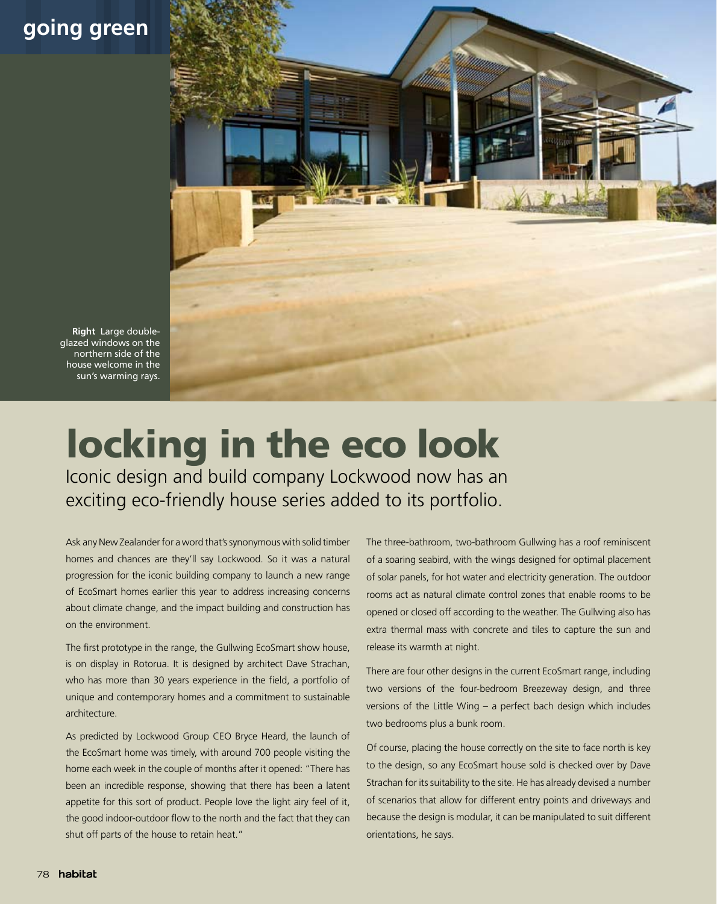**Right** Large double-glazed windows on the northern side of the house welcome in the sun's warming rays.

# locking in the eco look

Iconic design and build company Lockwood now has an exciting eco-friendly house series added to its portfolio.

Ask any New Zealander for a word that's synonymous with solid timber homes and chances are they'll say Lockwood. So it was a natural progression for the iconic building company to launch a new range of EcoSmart homes earlier this year to address increasing concerns about climate change, and the impact building and construction has on the environment.

The first prototype in the range, the Gullwing EcoSmart show house, is on display in Rotorua. It is designed by architect Dave Strachan, who has more than 30 years experience in the field, a portfolio of unique and contemporary homes and a commitment to sustainable architecture.

As predicted by Lockwood Group CEO Bryce Heard, the launch of the EcoSmart home was timely, with around 700 people visiting the home each week in the couple of months after it opened: "There has been an incredible response, showing that there has been a latent appetite for this sort of product. People love the light airy feel of it, the good indoor-outdoor flow to the north and the fact that they can shut off parts of the house to retain heat."

The three-bathroom, two-bathroom Gullwing has a roof reminiscent of a soaring seabird, with the wings designed for optimal placement of solar panels, for hot water and electricity generation. The outdoor rooms act as natural climate control zones that enable rooms to be opened or closed off according to the weather. The Gullwing also has extra thermal mass with concrete and tiles to capture the sun and release its warmth at night.

There are four other designs in the current EcoSmart range, including two versions of the four-bedroom Breezeway design, and three versions of the Little Wing – a perfect bach design which includes two bedrooms plus a bunk room.

Of course, placing the house correctly on the site to face north is key to the design, so any EcoSmart house sold is checked over by Dave Strachan for its suitability to the site. He has already devised a number of scenarios that allow for different entry points and driveways and because the design is modular, it can be manipulated to suit different orientations, he says.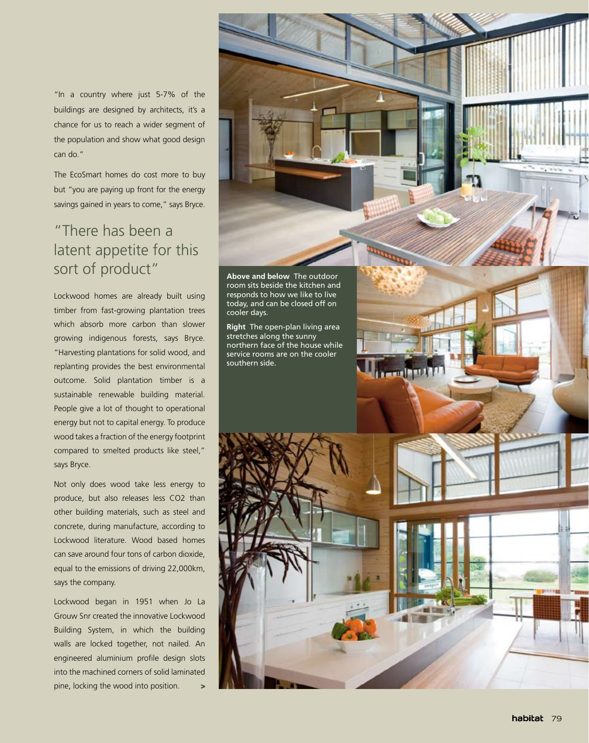"In a country where just 5-7% of the buildings are designed by architects, it's a chance for us to reach a wider segment of the population and show what good design can do."

The EcoSmart homes do cost more to buy but "you are paying up front for the energy savings gained in years to come," says Bryce.

## "There has been a latent appetite for this sort of product"

Lockwood homes are already built using timber from fast-growing plantation trees which absorb more carbon than slower growing indigenous forests, says Bryce. "Harvesting plantations for solid wood, and replanting provides the best environmental outcome. Solid plantation timber is a sustainable renewable building material. People give a lot of thought to operational energy but not to capital energy. To produce wood takes a fraction of the energy footprint compared to smelted products like steel," says Bryce.

Not only does wood take less energy to produce, but also releases less $CO_2$ than other building materials, such as steel and concrete, during manufacture, according to Lockwood literature. Wood based homes can save around four tons of carbon dioxide, equal to the emissions of driving 22,000km, says the company.

Lockwood began in 1951 when Jo La Grouw Snr created the innovative Lockwood Building System, in which the building walls are locked together, not nailed. An engineered aluminium profile design slots into the machined corners of solid laminated pine, locking the wood into position. >

**Above and below** The outdoor room sits beside the kitchen and responds to how we like to live today, and can be closed off on cooler days.

**Right** The open-plan living area stretches along the sunny northern face of the house while service rooms are on the cooler southern side.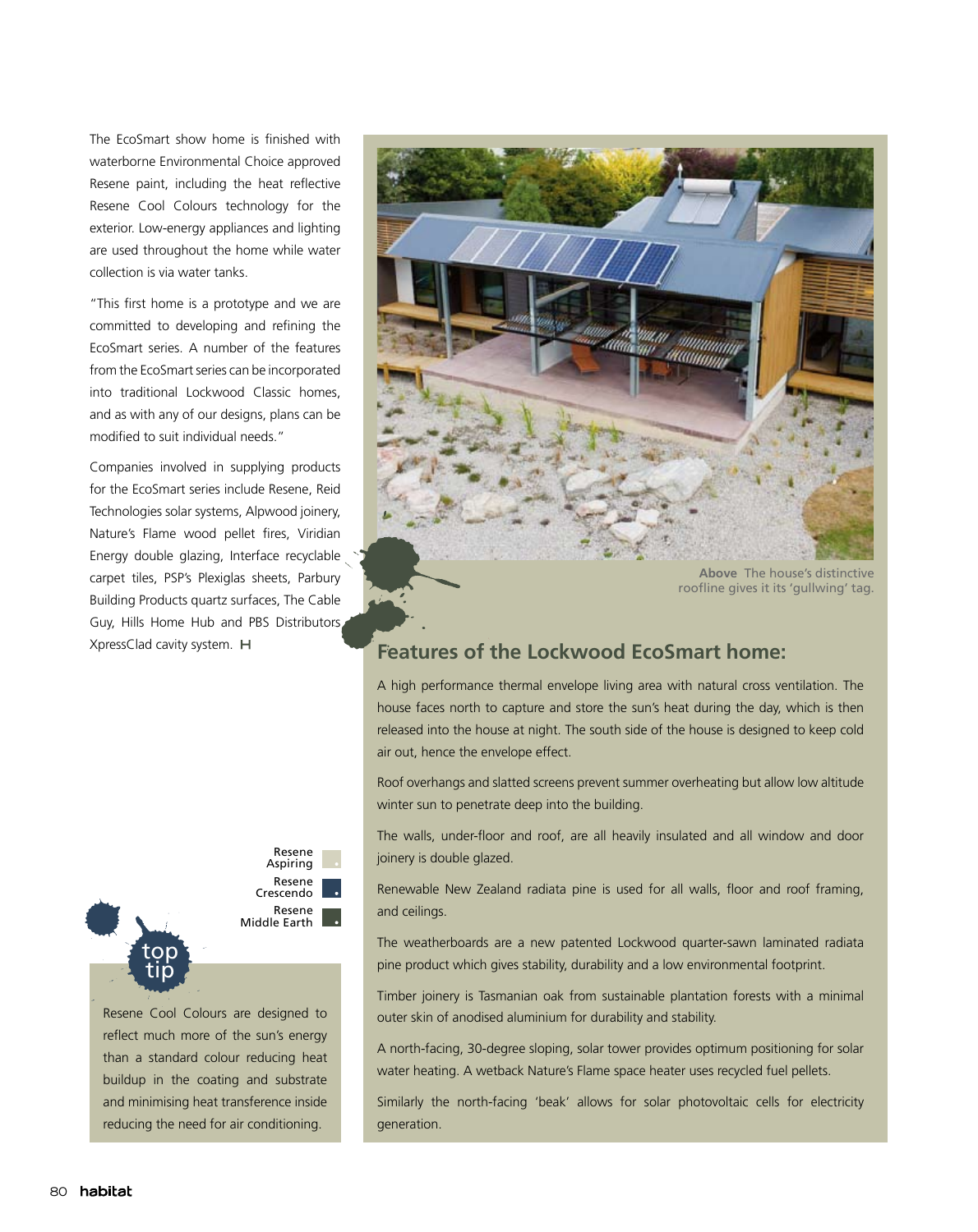The EcoSmart show home is finished with waterborne Environmental Choice approved Resene paint, including the heat reflective Resene Cool Colours technology for the exterior. Low-energy appliances and lighting are used throughout the home while water collection is via water tanks.

"This first home is a prototype and we are committed to developing and refining the EcoSmart series. A number of the features from the EcoSmart series can be incorporated into traditional Lockwood Classic homes, and as with any of our designs, plans can be modified to suit individual needs."

Companies involved in supplying products for the EcoSmart series include Resene, Reid Technologies solar systems, Alpwood joinery, Nature's Flame wood pellet fires, Viridian Energy double glazing, Interface recyclable carpet tiles, PSP's Plexiglas sheets, Parbury Building Products quartz surfaces, The Cable Guy, Hills Home Hub and PBS Distributors XpressClad cavity system.

Resene Aspiring

Resene Crescendo

Resene Middle Earth

**top tip**

Resene Cool Colours are designed to reflect much more of the sun's energy than a standard colour reducing heat buildup in the coating and substrate and minimising heat transference inside reducing the need for air conditioning.

**Above** The house's distinctive roofline gives it its 'gullwing' tag.

## Features of the Lockwood EcoSmart home:

A high performance thermal envelope living area with natural cross ventilation. The house faces north to capture and store the sun's heat during the day, which is then released into the house at night. The south side of the house is designed to keep cold air out, hence the envelope effect.

Roof overhangs and slatted screens prevent summer overheating but allow low altitude winter sun to penetrate deep into the building.

The walls, under-floor and roof, are all heavily insulated and all window and door joinery is double glazed.

Renewable New Zealand radiata pine is used for all walls, floor and roof framing, and ceilings.

The weatherboards are a new patented Lockwood quarter-sawn laminated radiata pine product which gives stability, durability and a low environmental footprint.

Timber joinery is Tasmanian oak from sustainable plantation forests with a minimal outer skin of anodised aluminium for durability and stability.

A north-facing, 30-degree sloping, solar tower provides optimum positioning for solar water heating. A wetback Nature's Flame space heater uses recycled fuel pellets.

Similarly the north-facing 'beak' allows for solar photovoltaic cells for electricity generation.